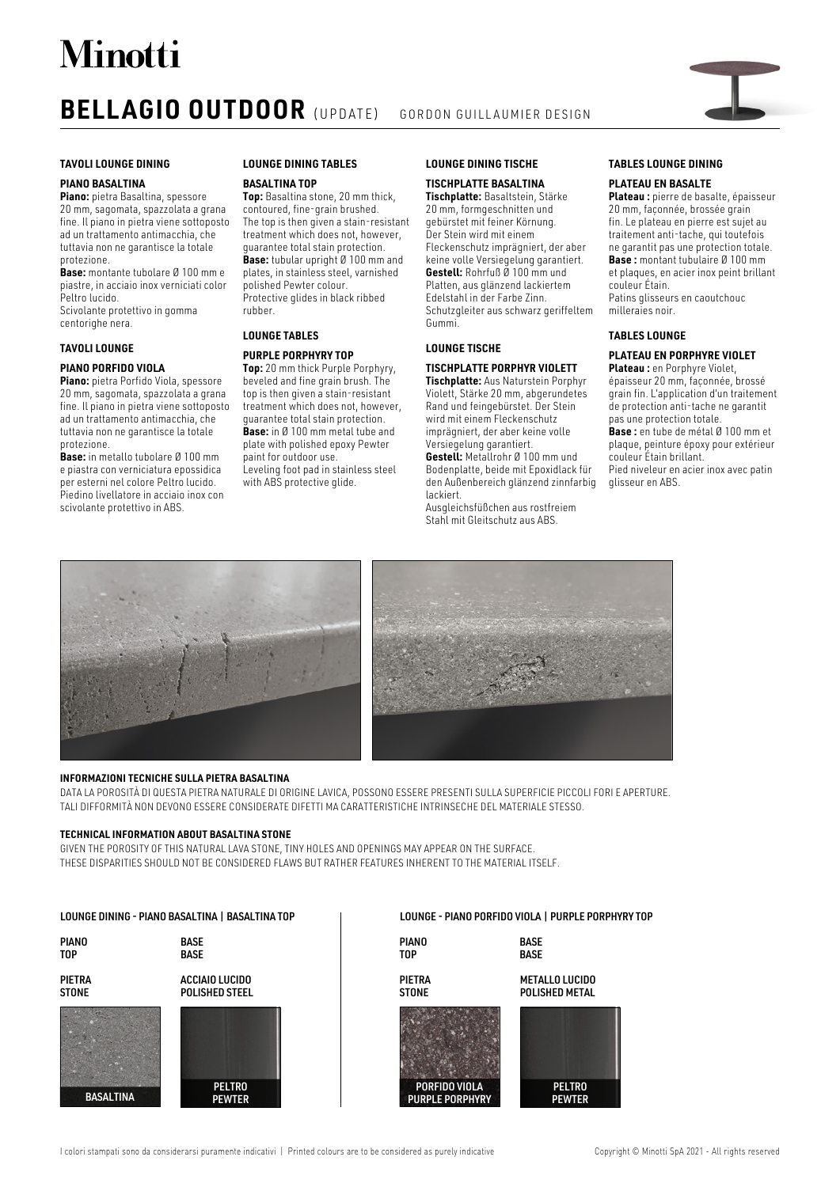# Minotti

## BELLAGIO OUTDOOR (UPDATE) GORDON GUILLAUMIER DESIGN

### TAVOLI LOUNGE DINING

**PIANO BASALTINA**

**Piano:** pietra Basaltina, spessore 20 mm, sagomata, spazzolata a grana fine. Il piano in pietra viene sottoposto ad un trattamento antimacchia, che tuttavia non ne garantisce la totale protezione.
**Base:** montante tubolare Ø 100 mm e piastre, in acciaio inox verniciati color Peltro lucido.
Scivolante protettivo in gomma centorighe nera.

### TAVOLI LOUNGE

**PIANO PORFIDO VIOLA**

**Piano:** pietra Porfido Viola, spessore 20 mm, sagomata, spazzolata a grana fine. Il piano in pietra viene sottoposto ad un trattamento antimacchia, che tuttavia non ne garantisce la totale protezione.
**Base:** in metallo tubolare Ø 100 mm e piastra con verniciatura epossidica per esterni nel colore Peltro lucido. Piedino livellatore in acciaio inox con scivolante protettivo in ABS.

### LOUNGE DINING TABLES

**BASALTINA TOP**

**Top:** Basaltina stone, 20 mm thick, contoured, fine-grain brushed. The top is then given a stain-resistant treatment which does not, however, guarantee total stain protection.
**Base:** tubular upright Ø 100 mm and plates, in stainless steel, varnished polished Pewter colour.
Protective glides in black ribbed rubber.

### LOUNGE TABLES

**PURPLE PORPHYRY TOP**

**Top:** 20 mm thick Purple Porphyry, beveled and fine grain brush. The top is then given a stain-resistant treatment which does not, however, guarantee total stain protection.
**Base:** in Ø 100 mm metal tube and plate with polished epoxy Pewter paint for outdoor use.
Leveling foot pad in stainless steel with ABS protective glide.

### LOUNGE DINING TISCHE

**TISCHPLATTE BASALTINA**

**Tischplatte:** Basaltstein, Stärke 20 mm, formgeschnitten und gebürstet mit feiner Körnung. Der Stein wird mit einem Fleckenschutz imprägniert, der aber keine volle Versiegelung garantiert.
**Gestell:** Rohrfuß Ø 100 mm und Platten, aus glänzend lackiertem Edelstahl in der Farbe Zinn.
Schutzgleiter aus schwarz geriffeltem Gummi.

### LOUNGE TISCHE

**TISCHPLATTE PORPHYR VIOLETT**

**Tischplatte:** Aus Naturstein Porphyr Violett, Stärke 20 mm, abgerundetes Rand und feingebürstet. Der Stein wird mit einem Fleckenschutz imprägniert, der aber keine volle Versiegelung garantiert.
**Gestell:** Metallrohr Ø 100 mm und Bodenplatte, beide mit Epoxidlack für den Außenbereich glänzend zinnfarbig lackiert.
Ausgleichsfüßchen aus rostfreiem Stahl mit Gleitschutz aus ABS.

### TABLES LOUNGE DINING

**PLATEAU EN BASALTE**

**Plateau :** pierre de basalte, épaisseur 20 mm, façonnée, brossée grain fin. Le plateau en pierre est sujet au traitement anti-tache, qui toutefois ne garantit pas une protection totale.
**Base :** montant tubulaire Ø 100 mm et plaques, en acier inox peint brillant couleur Étain.
Patins glisseurs en caoutchouc milleraies noir.

### TABLES LOUNGE

**PLATEAU EN PORPHYRE VIOLET**

**Plateau :** en Porphyre Violet, épaisseur 20 mm, façonnée, brossé grain fin. L'application d'un traitement de protection anti-tache ne garantit pas une protection totale.
**Base :** en tube de métal Ø 100 mm et plaque, peinture époxy pour extérieur couleur Étain brillant.
Pied niveleur en acier inox avec patin glisseur en ABS.

**INFORMAZIONI TECNICHE SULLA PIETRA BASALTINA**

DATA LA POROSITÀ DI QUESTA PIETRA NATURALE DI ORIGINE LAVICA, POSSONO ESSERE PRESENTI SULLA SUPERFICIE PICCOLI FORI E APERTURE.
TALI DIFFORMITÀ NON DEVONO ESSERE CONSIDERATE DIFETTI MA CARATTERISTICHE INTRINSECHE DEL MATERIALE STESSO.

**TECHNICAL INFORMATION ABOUT BASALTINA STONE**

GIVEN THE POROSITY OF THIS NATURAL LAVA STONE, TINY HOLES AND OPENINGS MAY APPEAR ON THE SURFACE.
THESE DISPARITIES SHOULD NOT BE CONSIDERED FLAWS BUT RATHER FEATURES INHERENT TO THE MATERIAL ITSELF.

**LOUNGE DINING - PIANO BASALTINA | BASALTINA TOP**

| PIANO / TOP | BASE / BASE |
|---|---|
| PIETRA / STONE | ACCIAIO LUCIDO / POLISHED STEEL |
| BASALTINA | PELTRO / PEWTER |

**LOUNGE - PIANO PORFIDO VIOLA | PURPLE PORPHYRY TOP**

| PIANO / TOP | BASE / BASE |
|---|---|
| PIETRA / STONE | METALLO LUCIDO / POLISHED METAL |
| PORFIDO VIOLA / PURPLE PORPHYRY | PELTRO / PEWTER |

I colori stampati sono da considerarsi puramente indicativi | Printed colours are to be considered as purely indicative

Copyright © Minotti SpA 2021 - All rights reserved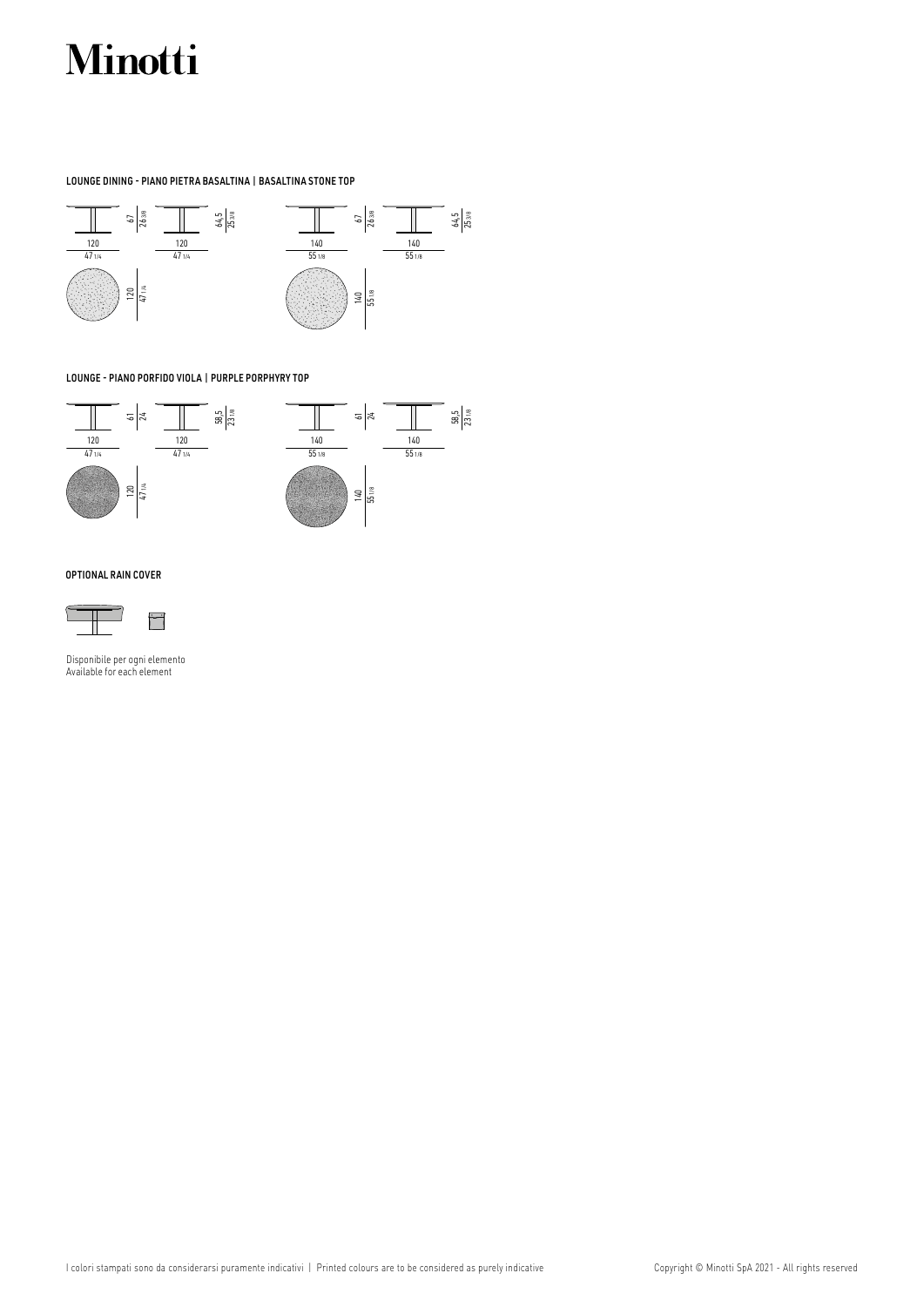## LOUNGE DINING - PIANO PIETRA BASALTINA | BASALTINA STONE TOP

67
26 3/8

120
47 1/4

64,5
25 3/8

120
47 1/4

120
47 1/4

67
26 3/8

140
55 1/8

64,5
25 3/8

140
55 1/8

140
55 1/8

## LOUNGE - PIANO PORFIDO VIOLA | PURPLE PORPHYRY TOP

61
24

120
47 1/4

58,5
23 1/8

120
47 1/4

120
47 1/4

61
24

140
55 1/8

58,5
23 1/8

140
55 1/8

140
55 1/8

## OPTIONAL RAIN COVER

Disponibile per ogni elemento
Available for each element

I colori stampati sono da considerarsi puramente indicativi | Printed colours are to be considered as purely indicative

Copyright © Minotti SpA 2021 - All rights reserved